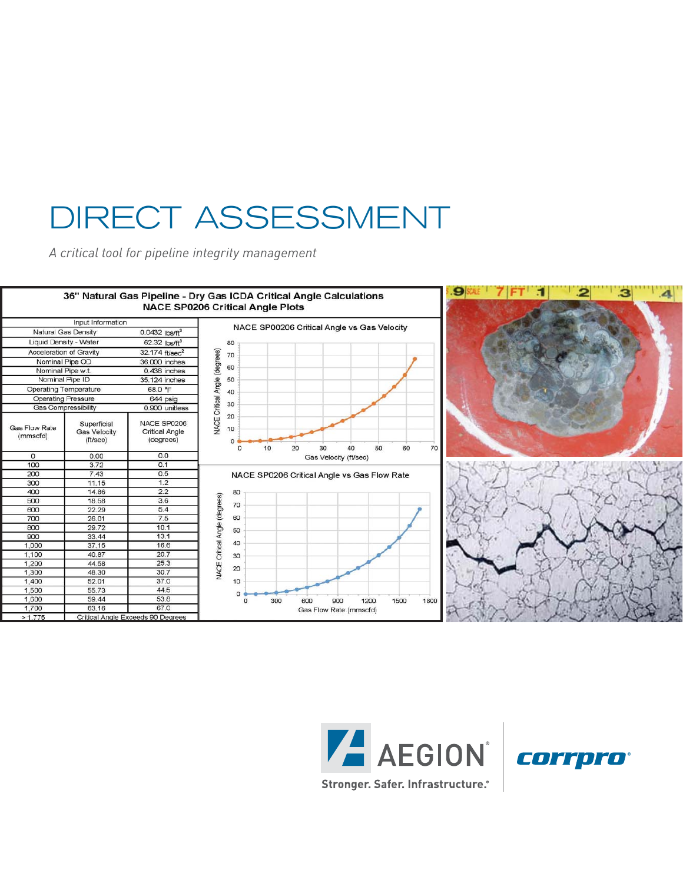# DIRECT ASSESSMENT

*A critical tool for pipeline integrity management*

**36" Natural Gas Pipeline - Dry Gas ICDA Critical Angle Calculations**
**NACE SP0206 Critical Angle Plots**

| Input Information | |
|---|---|
| Natural Gas Density | 0.0432 lbs/ft$^3$ |
| Liquid Density - Water | 62.32 lbs/ft$^3$ |
| Acceleration of Gravity | 32.174 ft/sec$^2$ |
| Nominal Pipe OD | 36.000 inches |
| Nominal Pipe w.t. | 0.438 inches |
| Nominal Pipe ID | 35.124 inches |
| Operating Temperature | 68.0 °F |
| Operating Pressure | 644 psig |
| Gas Compressibility | 0.900 unitless |

| Gas Flow Rate (mmscfd) | Superficial Gas Velocity (ft/sec) | NACE SP0206 Critical Angle (degrees) |
|---|---|---|
| 0 | 0.00 | 0.0 |
| 100 | 3.72 | 0.1 |
| 200 | 7.43 | 0.5 |
| 300 | 11.15 | 1.2 |
| 400 | 14.86 | 2.2 |
| 500 | 18.58 | 3.6 |
| 600 | 22.29 | 5.4 |
| 700 | 26.01 | 7.5 |
| 800 | 29.72 | 10.1 |
| 900 | 33.44 | 13.1 |
| 1,000 | 37.15 | 16.6 |
| 1,100 | 40.87 | 20.7 |
| 1,200 | 44.58 | 25.3 |
| 1,300 | 48.30 | 30.7 |
| 1,400 | 52.01 | 37.0 |
| 1,500 | 55.73 | 44.5 |
| 1,600 | 59.44 | 53.8 |
| 1,700 | 63.16 | 67.0 |
| > 1,775 | Critical Angle Exceeds 90 Degrees | |

NACE SP00206 Critical Angle vs Gas Velocity

NACE SP0206 Critical Angle vs Gas Flow Rate

Stronger. Safer. Infrastructure.®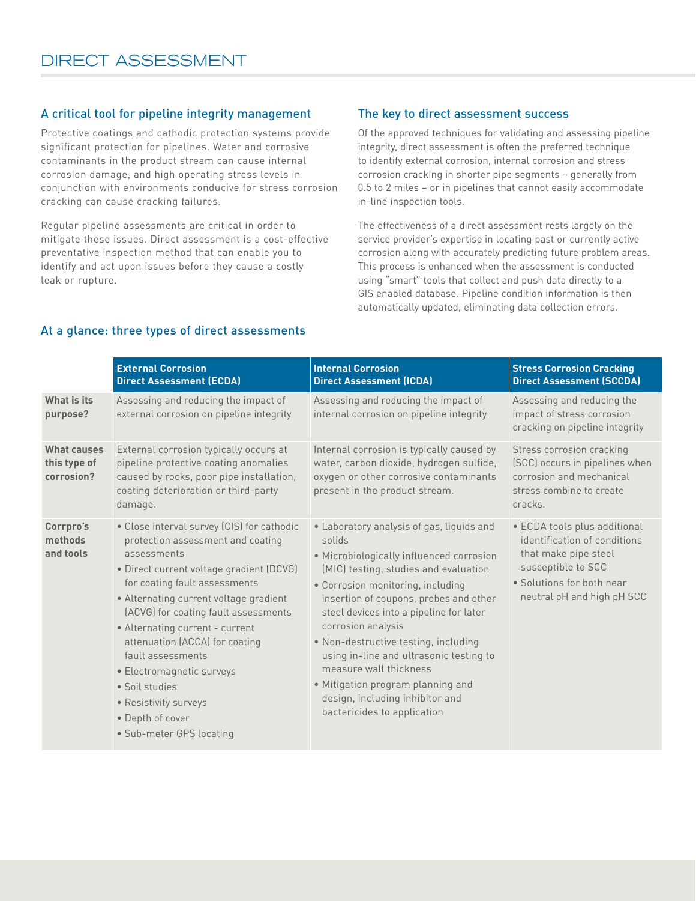# DIRECT ASSESSMENT

## A critical tool for pipeline integrity management

Protective coatings and cathodic protection systems provide significant protection for pipelines. Water and corrosive contaminants in the product stream can cause internal corrosion damage, and high operating stress levels in conjunction with environments conducive for stress corrosion cracking can cause cracking failures.

Regular pipeline assessments are critical in order to mitigate these issues. Direct assessment is a cost-effective preventative inspection method that can enable you to identify and act upon issues before they cause a costly leak or rupture.

## The key to direct assessment success

Of the approved techniques for validating and assessing pipeline integrity, direct assessment is often the preferred technique to identify external corrosion, internal corrosion and stress corrosion cracking in shorter pipe segments – generally from 0.5 to 2 miles – or in pipelines that cannot easily accommodate in-line inspection tools.

The effectiveness of a direct assessment rests largely on the service provider's expertise in locating past or currently active corrosion along with accurately predicting future problem areas. This process is enhanced when the assessment is conducted using "smart" tools that collect and push data directly to a GIS enabled database. Pipeline condition information is then automatically updated, eliminating data collection errors.

## At a glance: three types of direct assessments

| | External Corrosion Direct Assessment (ECDA) | Internal Corrosion Direct Assessment (ICDA) | Stress Corrosion Cracking Direct Assessment (SCCDA) |
|---|---|---|---|
| **What is its purpose?** | Assessing and reducing the impact of external corrosion on pipeline integrity | Assessing and reducing the impact of internal corrosion on pipeline integrity | Assessing and reducing the impact of stress corrosion cracking on pipeline integrity |
| **What causes this type of corrosion?** | External corrosion typically occurs at pipeline protective coating anomalies caused by rocks, poor pipe installation, coating deterioration or third-party damage. | Internal corrosion is typically caused by water, carbon dioxide, hydrogen sulfide, oxygen or other corrosive contaminants present in the product stream. | Stress corrosion cracking (SCC) occurs in pipelines when corrosion and mechanical stress combine to create cracks. |
| **Corrpro's methods and tools** | • Close interval survey (CIS) for cathodic protection assessment and coating assessments<br>• Direct current voltage gradient (DCVG) for coating fault assessments<br>• Alternating current voltage gradient (ACVG) for coating fault assessments<br>• Alternating current - current attenuation (ACCA) for coating fault assessments<br>• Electromagnetic surveys<br>• Soil studies<br>• Resistivity surveys<br>• Depth of cover<br>• Sub-meter GPS locating | • Laboratory analysis of gas, liquids and solids<br>• Microbiologically influenced corrosion (MIC) testing, studies and evaluation<br>• Corrosion monitoring, including insertion of coupons, probes and other steel devices into a pipeline for later corrosion analysis<br>• Non-destructive testing, including using in-line and ultrasonic testing to measure wall thickness<br>• Mitigation program planning and design, including inhibitor and bactericides to application | • ECDA tools plus additional identification of conditions that make pipe steel susceptible to SCC<br>• Solutions for both near neutral pH and high pH SCC |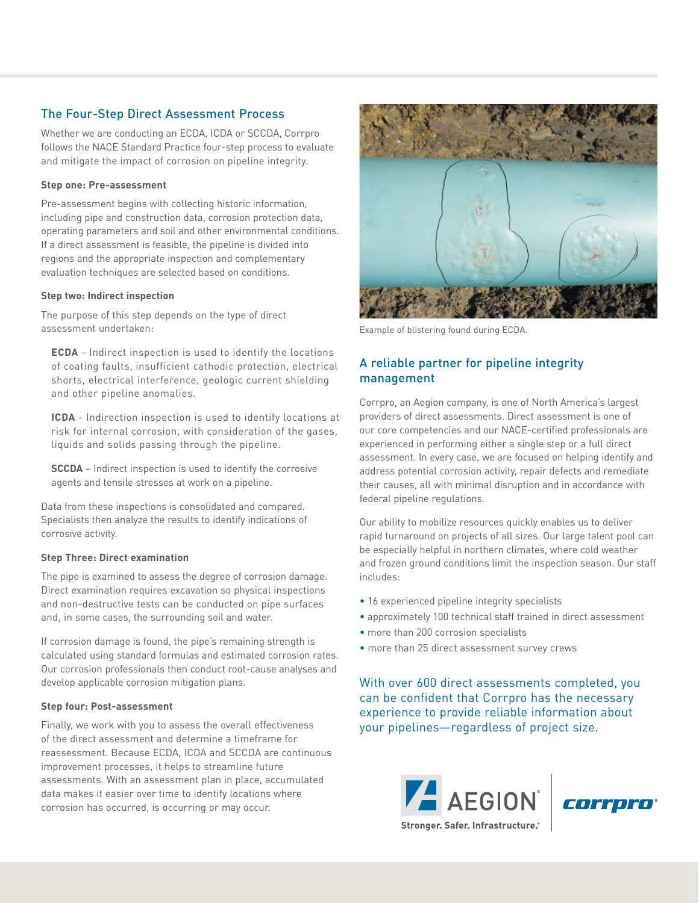## The Four-Step Direct Assessment Process

Whether we are conducting an ECDA, ICDA or SCCDA, Corrpro follows the NACE Standard Practice four-step process to evaluate and mitigate the impact of corrosion on pipeline integrity.

#### Step one: Pre-assessment

Pre-assessment begins with collecting historic information, including pipe and construction data, corrosion protection data, operating parameters and soil and other environmental conditions. If a direct assessment is feasible, the pipeline is divided into regions and the appropriate inspection and complementary evaluation techniques are selected based on conditions.

#### Step two: Indirect inspection

The purpose of this step depends on the type of direct assessment undertaken:

**ECDA** - Indirect inspection is used to identify the locations of coating faults, insufficient cathodic protection, electrical shorts, electrical interference, geologic current shielding and other pipeline anomalies.

**ICDA** - Indirection inspection is used to identify locations at risk for internal corrosion, with consideration of the gases, liquids and solids passing through the pipeline.

**SCCDA** – Indirect inspection is used to identify the corrosive agents and tensile stresses at work on a pipeline.

Data from these inspections is consolidated and compared. Specialists then analyze the results to identify indications of corrosive activity.

#### Step Three: Direct examination

The pipe is examined to assess the degree of corrosion damage. Direct examination requires excavation so physical inspections and non-destructive tests can be conducted on pipe surfaces and, in some cases, the surrounding soil and water.

If corrosion damage is found, the pipe's remaining strength is calculated using standard formulas and estimated corrosion rates. Our corrosion professionals then conduct root-cause analyses and develop applicable corrosion mitigation plans.

#### Step four: Post-assessment

Finally, we work with you to assess the overall effectiveness of the direct assessment and determine a timeframe for reassessment. Because ECDA, ICDA and SCCDA are continuous improvement processes, it helps to streamline future assessments. With an assessment plan in place, accumulated data makes it easier over time to identify locations where corrosion has occurred, is occurring or may occur.

Example of blistering found during ECDA.

## A reliable partner for pipeline integrity management

Corrpro, an Aegion company, is one of North America's largest providers of direct assessments. Direct assessment is one of our core competencies and our NACE-certified professionals are experienced in performing either a single step or a full direct assessment. In every case, we are focused on helping identify and address potential corrosion activity, repair defects and remediate their causes, all with minimal disruption and in accordance with federal pipeline regulations.

Our ability to mobilize resources quickly enables us to deliver rapid turnaround on projects of all sizes. Our large talent pool can be especially helpful in northern climates, where cold weather and frozen ground conditions limit the inspection season. Our staff includes:

- 16 experienced pipeline integrity specialists
- approximately 100 technical staff trained in direct assessment
- more than 200 corrosion specialists
- more than 25 direct assessment survey crews

With over 600 direct assessments completed, you can be confident that Corrpro has the necessary experience to provide reliable information about your pipelines—regardless of project size.

AEGION® Stronger. Safer. Infrastructure.® corrpro®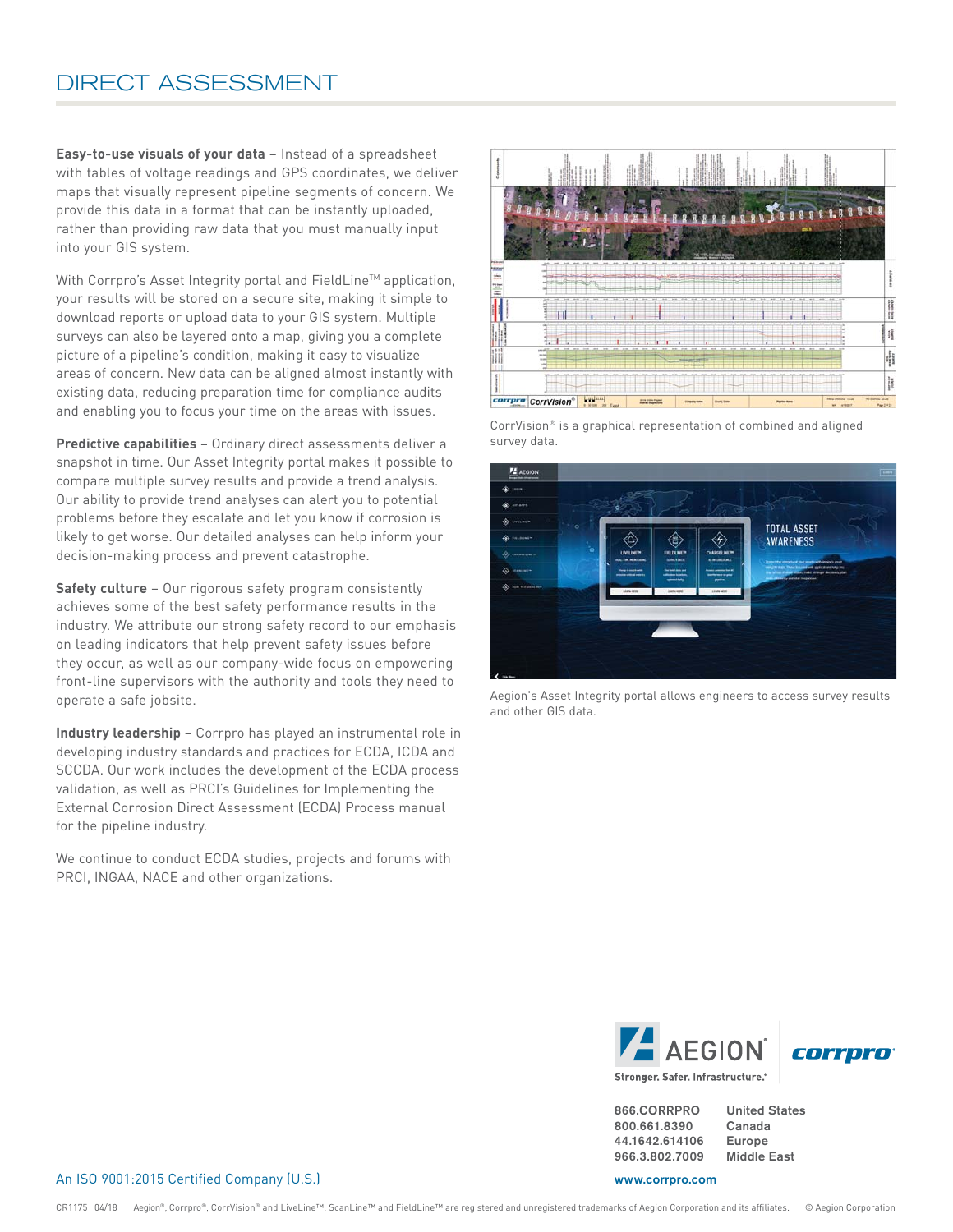# DIRECT ASSESSMENT

**Easy-to-use visuals of your data** – Instead of a spreadsheet with tables of voltage readings and GPS coordinates, we deliver maps that visually represent pipeline segments of concern. We provide this data in a format that can be instantly uploaded, rather than providing raw data that you must manually input into your GIS system.

With Corrpro's Asset Integrity portal and FieldLine™ application, your results will be stored on a secure site, making it simple to download reports or upload data to your GIS system. Multiple surveys can also be layered onto a map, giving you a complete picture of a pipeline's condition, making it easy to visualize areas of concern. New data can be aligned almost instantly with existing data, reducing preparation time for compliance audits and enabling you to focus your time on the areas with issues.

**Predictive capabilities** – Ordinary direct assessments deliver a snapshot in time. Our Asset Integrity portal makes it possible to compare multiple survey results and provide a trend analysis. Our ability to provide trend analyses can alert you to potential problems before they escalate and let you know if corrosion is likely to get worse. Our detailed analyses can help inform your decision-making process and prevent catastrophe.

**Safety culture** – Our rigorous safety program consistently achieves some of the best safety performance results in the industry. We attribute our strong safety record to our emphasis on leading indicators that help prevent safety issues before they occur, as well as our company-wide focus on empowering front-line supervisors with the authority and tools they need to operate a safe jobsite.

**Industry leadership** – Corrpro has played an instrumental role in developing industry standards and practices for ECDA, ICDA and SCCDA. Our work includes the development of the ECDA process validation, as well as PRCI's Guidelines for Implementing the External Corrosion Direct Assessment (ECDA) Process manual for the pipeline industry.

We continue to conduct ECDA studies, projects and forums with PRCI, INGAA, NACE and other organizations.

CorrVision® is a graphical representation of combined and aligned survey data.

Aegion's Asset Integrity portal allows engineers to access survey results and other GIS data.

AEGION® | corrpro®

Stronger. Safer. Infrastructure.®

| | |
|---|---|
| 866.CORRPRO | United States |
| 800.661.8390 | Canada |
| 44.1642.614106 | Europe |
| 966.3.802.7009 | Middle East |

www.corrpro.com

An ISO 9001:2015 Certified Company (U.S.)

CR1175 04/18 Aegion®, Corrpro®, CorrVision® and LiveLine™, ScanLine™ and FieldLine™ are registered and unregistered trademarks of Aegion Corporation and its affiliates. © Aegion Corporation